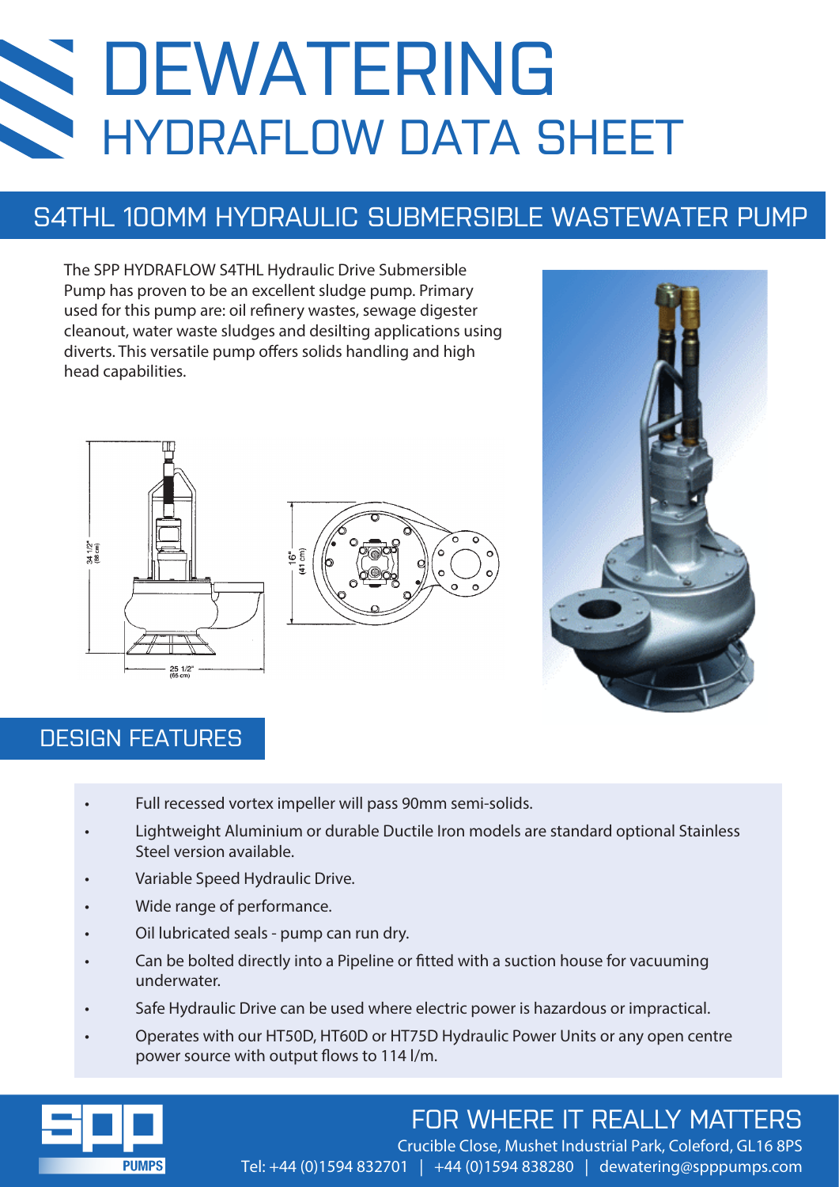# DEWATERING

## HYDRAFLOW DATA SHEET

## S4THL 100MM HYDRAULIC SUBMERSIBLE WASTEWATER PUMP

The SPP HYDRAFLOW S4THL Hydraulic Drive Submersible Pump has proven to be an excellent sludge pump. Primary used for this pump are: oil refinery wastes, sewage digester cleanout, water waste sludges and desilting applications using diverts. This versatile pump offers solids handling and high head capabilities.

34 1/2" (88 cm)

25 1/2" (65 cm)

16" (41 cm)

## DESIGN FEATURES

- Full recessed vortex impeller will pass 90mm semi-solids.
- Lightweight Aluminium or durable Ductile Iron models are standard optional Stainless Steel version available.
- Variable Speed Hydraulic Drive.
- Wide range of performance.
- Oil lubricated seals - pump can run dry.
- Can be bolted directly into a Pipeline or fitted with a suction house for vacuuming underwater.
- Safe Hydraulic Drive can be used where electric power is hazardous or impractical.
- Operates with our HT50D, HT60D or HT75D Hydraulic Power Units or any open centre power source with output flows to 114 l/m.

FOR WHERE IT REALLY MATTERS

Crucible Close, Mushet Industrial Park, Coleford, GL16 8PS

Tel: +44 (0)1594 832701 | +44 (0)1594 838280 | dewatering@spppumps.com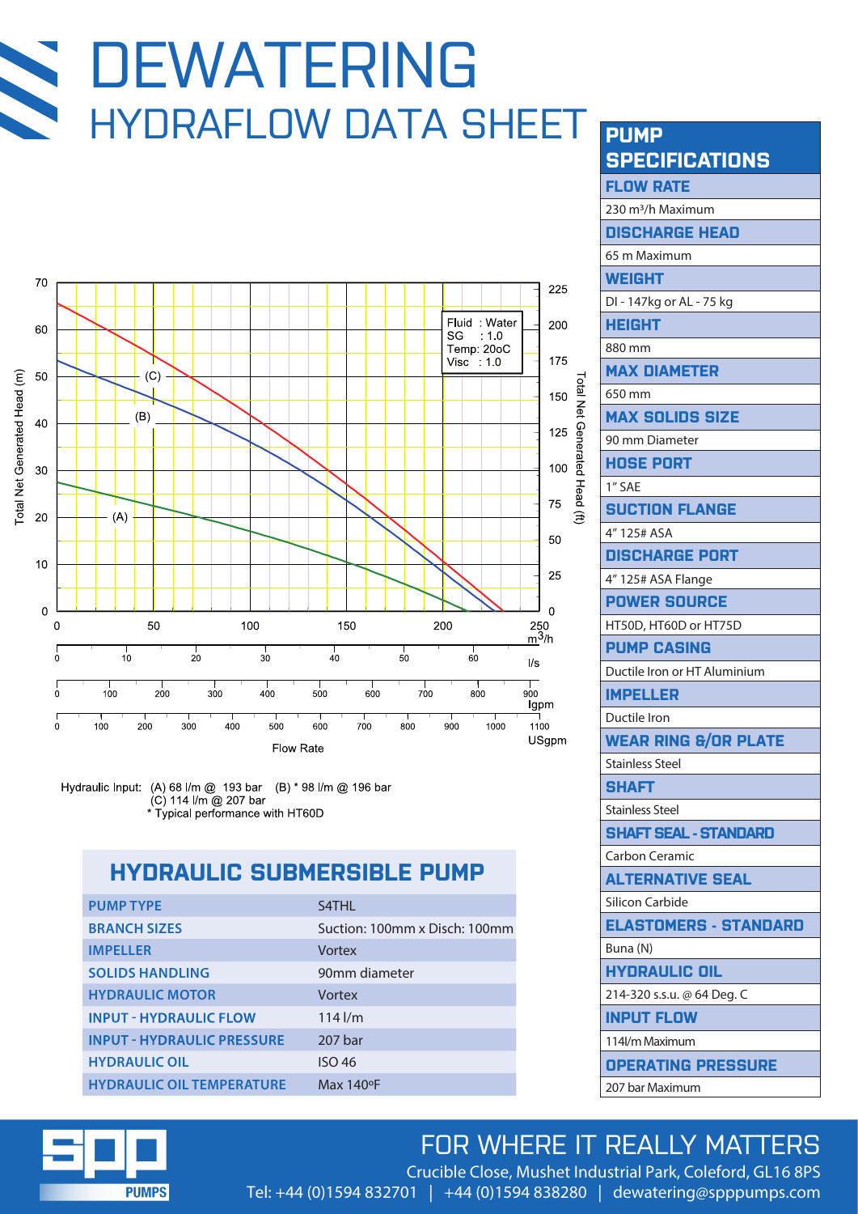# DEWATERING

## HYDRAFLOW DATA SHEET

Total Net Generated Head (m)

70
60
50
40
30
20
10
0

Total Net Generated Head (ft)

225
200
175
150
125
100
75
50
25
0

Fluid : Water
SG : 1.0
Temp: 20oC
Visc : 1.0

(A)
(B)
(C)

0 50 100 150 200 250 $m^3$/h

0 10 20 30 40 50 60 l/s

0 100 200 300 400 500 600 700 800 900 Igpm

0 100 200 300 400 500 600 700 800 900 1000 1100 USgpm

Flow Rate

Hydraulic Input: (A) 68 l/m @ 193 bar (B) * 98 l/m @ 196 bar
(C) 114 l/m @ 207 bar
\* Typical performance with HT60D

## HYDRAULIC SUBMERSIBLE PUMP

| | |
|---|---|
| PUMP TYPE | S4THL |
| BRANCH SIZES | Suction: 100mm x Disch: 100mm |
| IMPELLER | Vortex |
| SOLIDS HANDLING | 90mm diameter |
| HYDRAULIC MOTOR | Vortex |
| INPUT - HYDRAULIC FLOW | 114 l/m |
| INPUT - HYDRAULIC PRESSURE | 207 bar |
| HYDRAULIC OIL | ISO 46 |
| HYDRAULIC OIL TEMPERATURE | Max 140ºF |

## PUMP SPECIFICATIONS

| | |
|---|---|
| FLOW RATE | 230 m³/h Maximum |
| DISCHARGE HEAD | 65 m Maximum |
| WEIGHT | DI - 147kg or AL - 75 kg |
| HEIGHT | 880 mm |
| MAX DIAMETER | 650 mm |
| MAX SOLIDS SIZE | 90 mm Diameter |
| HOSE PORT | 1" SAE |
| SUCTION FLANGE | 4" 125# ASA |
| DISCHARGE PORT | 4" 125# ASA Flange |
| POWER SOURCE | HT50D, HT60D or HT75D |
| PUMP CASING | Ductile Iron or HT Aluminium |
| IMPELLER | Ductile Iron |
| WEAR RING &/OR PLATE | Stainless Steel |
| SHAFT | Stainless Steel |
| SHAFT SEAL - STANDARD | Carbon Ceramic |
| ALTERNATIVE SEAL | Silicon Carbide |
| ELASTOMERS - STANDARD | Buna (N) |
| HYDRAULIC OIL | 214-320 s.s.u. @ 64 Deg. C |
| INPUT FLOW | 114l/m Maximum |
| OPERATING PRESSURE | 207 bar Maximum |

SPP PUMPS

FOR WHERE IT REALLY MATTERS

Crucible Close, Mushet Industrial Park, Coleford, GL16 8PS

Tel: +44 (0)1594 832701 | +44 (0)1594 838280 | dewatering@spppumps.com